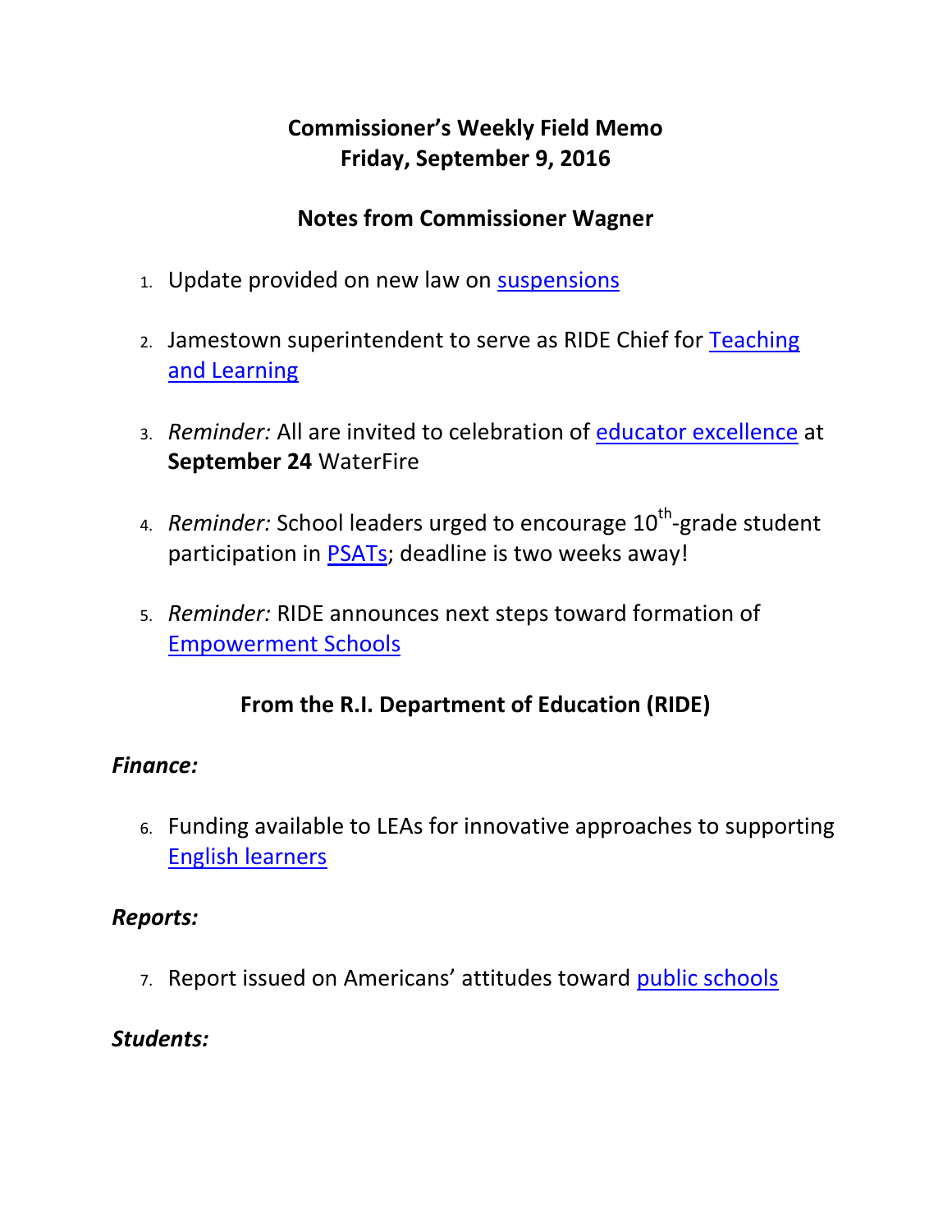# Commissioner's Weekly Field Memo
## Friday, September 9, 2016

## Notes from Commissioner Wagner

1. Update provided on new law on suspensions

2. Jamestown superintendent to serve as RIDE Chief for Teaching and Learning

3. *Reminder:* All are invited to celebration of educator excellence at **September 24** WaterFire

4. *Reminder:* School leaders urged to encourage 10th-grade student participation in PSATs; deadline is two weeks away!

5. *Reminder:* RIDE announces next steps toward formation of Empowerment Schools

## From the R.I. Department of Education (RIDE)

***Finance:***

6. Funding available to LEAs for innovative approaches to supporting English learners

***Reports:***

7. Report issued on Americans' attitudes toward public schools

***Students:***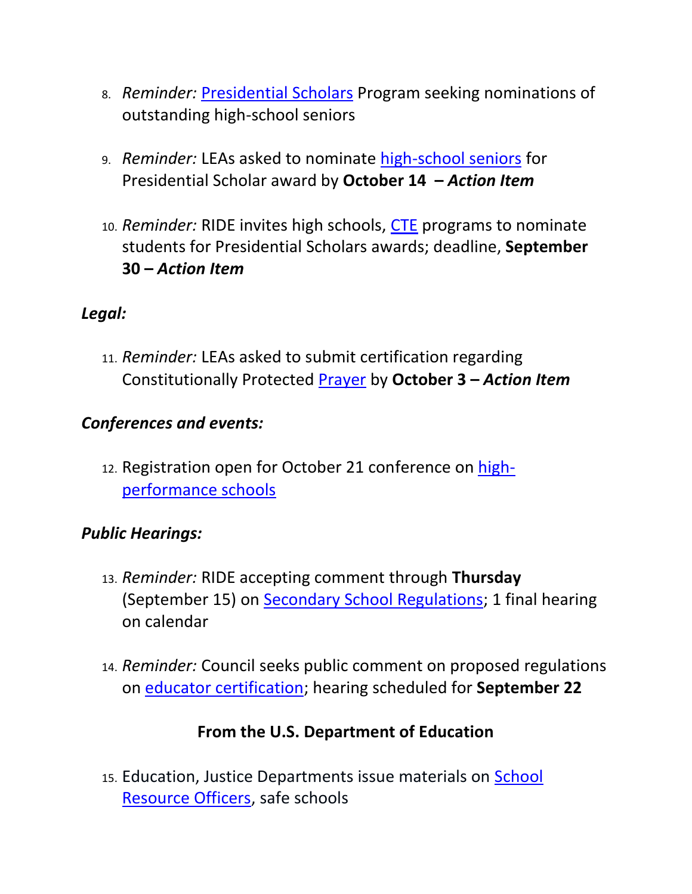8. *Reminder:* Presidential Scholars Program seeking nominations of outstanding high-school seniors

9. *Reminder:* LEAs asked to nominate high-school seniors for Presidential Scholar award by **October 14** **– *Action Item***

10. *Reminder:* RIDE invites high schools, CTE programs to nominate students for Presidential Scholars awards; deadline, **September 30 – *Action Item***

***Legal:***

11. *Reminder:* LEAs asked to submit certification regarding Constitutionally Protected Prayer by **October 3 – *Action Item***

***Conferences and events:***

12. Registration open for October 21 conference on high-performance schools

***Public Hearings:***

13. *Reminder:* RIDE accepting comment through **Thursday** (September 15) on Secondary School Regulations; 1 final hearing on calendar

14. *Reminder:* Council seeks public comment on proposed regulations on educator certification; hearing scheduled for **September 22**

**From the U.S. Department of Education**

15. Education, Justice Departments issue materials on School Resource Officers, safe schools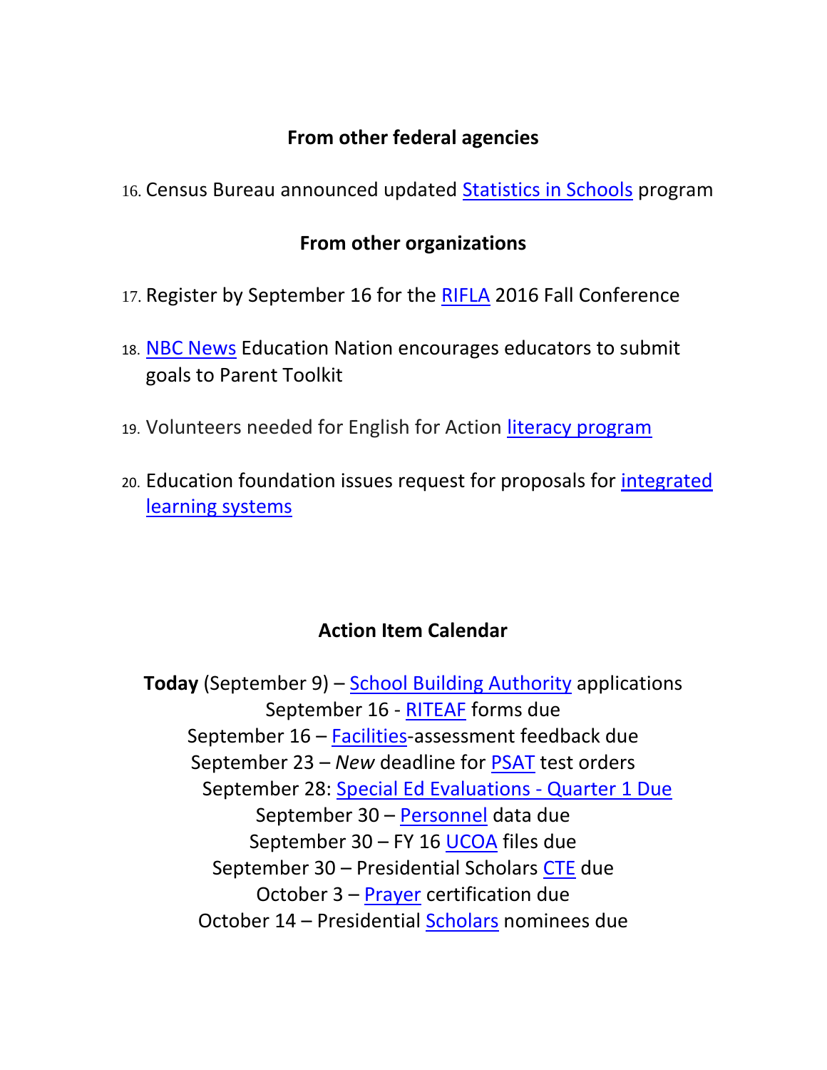## From other federal agencies

16. Census Bureau announced updated Statistics in Schools program

## From other organizations

17. Register by September 16 for the RIFLA 2016 Fall Conference
18. NBC News Education Nation encourages educators to submit goals to Parent Toolkit
19. Volunteers needed for English for Action literacy program
20. Education foundation issues request for proposals for integrated learning systems

## Action Item Calendar

**Today** (September 9) – School Building Authority applications
September 16 - RITEAF forms due
September 16 – Facilities-assessment feedback due
September 23 – *New* deadline for PSAT test orders
September 28: Special Ed Evaluations - Quarter 1 Due
September 30 – Personnel data due
September 30 – FY 16 UCOA files due
September 30 – Presidential Scholars CTE due
October 3 – Prayer certification due
October 14 – Presidential Scholars nominees due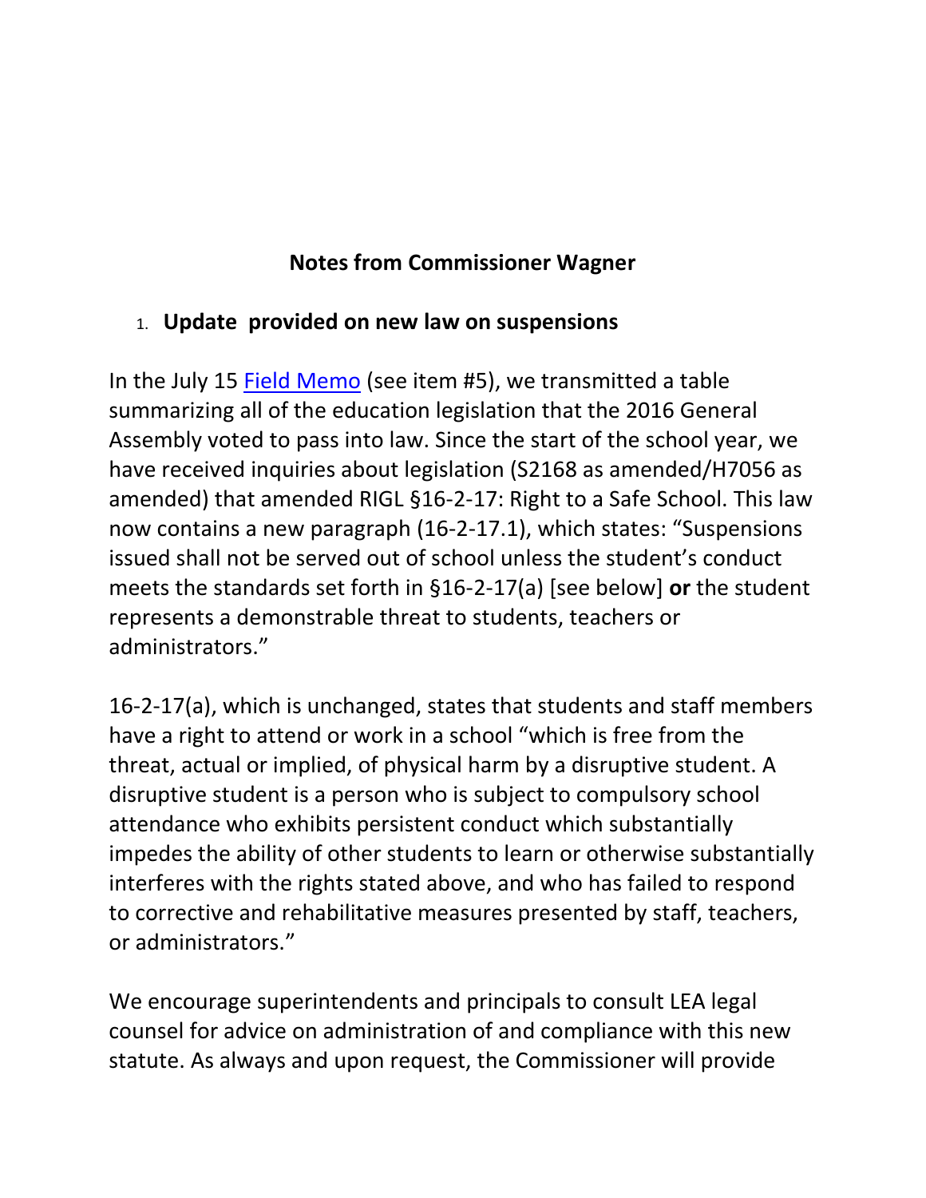## Notes from Commissioner Wagner

1. **Update provided on new law on suspensions**

In the July 15 Field Memo (see item #5), we transmitted a table summarizing all of the education legislation that the 2016 General Assembly voted to pass into law. Since the start of the school year, we have received inquiries about legislation (S2168 as amended/H7056 as amended) that amended RIGL §16-2-17: Right to a Safe School. This law now contains a new paragraph (16-2-17.1), which states: "Suspensions issued shall not be served out of school unless the student's conduct meets the standards set forth in §16-2-17(a) [see below] **or** the student represents a demonstrable threat to students, teachers or administrators."

16-2-17(a), which is unchanged, states that students and staff members have a right to attend or work in a school "which is free from the threat, actual or implied, of physical harm by a disruptive student. A disruptive student is a person who is subject to compulsory school attendance who exhibits persistent conduct which substantially impedes the ability of other students to learn or otherwise substantially interferes with the rights stated above, and who has failed to respond to corrective and rehabilitative measures presented by staff, teachers, or administrators."

We encourage superintendents and principals to consult LEA legal counsel for advice on administration of and compliance with this new statute. As always and upon request, the Commissioner will provide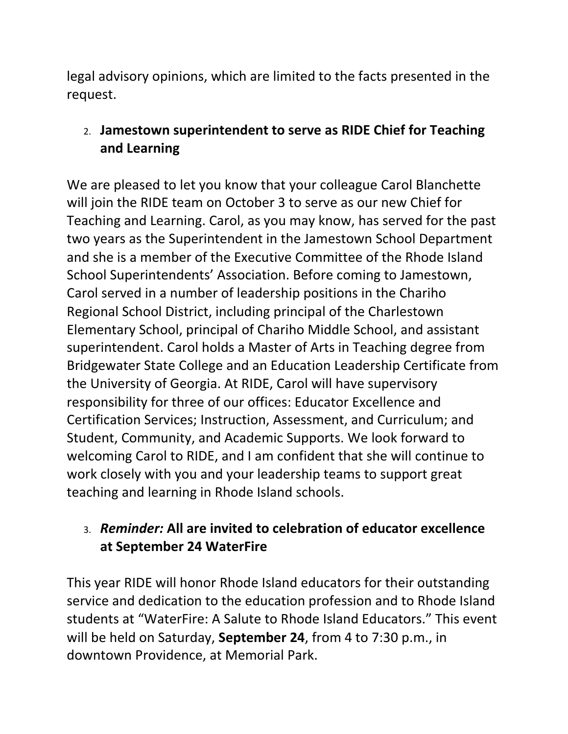legal advisory opinions, which are limited to the facts presented in the request.

2. **Jamestown superintendent to serve as RIDE Chief for Teaching and Learning**

We are pleased to let you know that your colleague Carol Blanchette will join the RIDE team on October 3 to serve as our new Chief for Teaching and Learning. Carol, as you may know, has served for the past two years as the Superintendent in the Jamestown School Department and she is a member of the Executive Committee of the Rhode Island School Superintendents' Association. Before coming to Jamestown, Carol served in a number of leadership positions in the Chariho Regional School District, including principal of the Charlestown Elementary School, principal of Chariho Middle School, and assistant superintendent. Carol holds a Master of Arts in Teaching degree from Bridgewater State College and an Education Leadership Certificate from the University of Georgia. At RIDE, Carol will have supervisory responsibility for three of our offices: Educator Excellence and Certification Services; Instruction, Assessment, and Curriculum; and Student, Community, and Academic Supports. We look forward to welcoming Carol to RIDE, and I am confident that she will continue to work closely with you and your leadership teams to support great teaching and learning in Rhode Island schools.

3. ***Reminder:* All are invited to celebration of educator excellence at September 24 WaterFire**

This year RIDE will honor Rhode Island educators for their outstanding service and dedication to the education profession and to Rhode Island students at "WaterFire: A Salute to Rhode Island Educators." This event will be held on Saturday, **September 24**, from 4 to 7:30 p.m., in downtown Providence, at Memorial Park.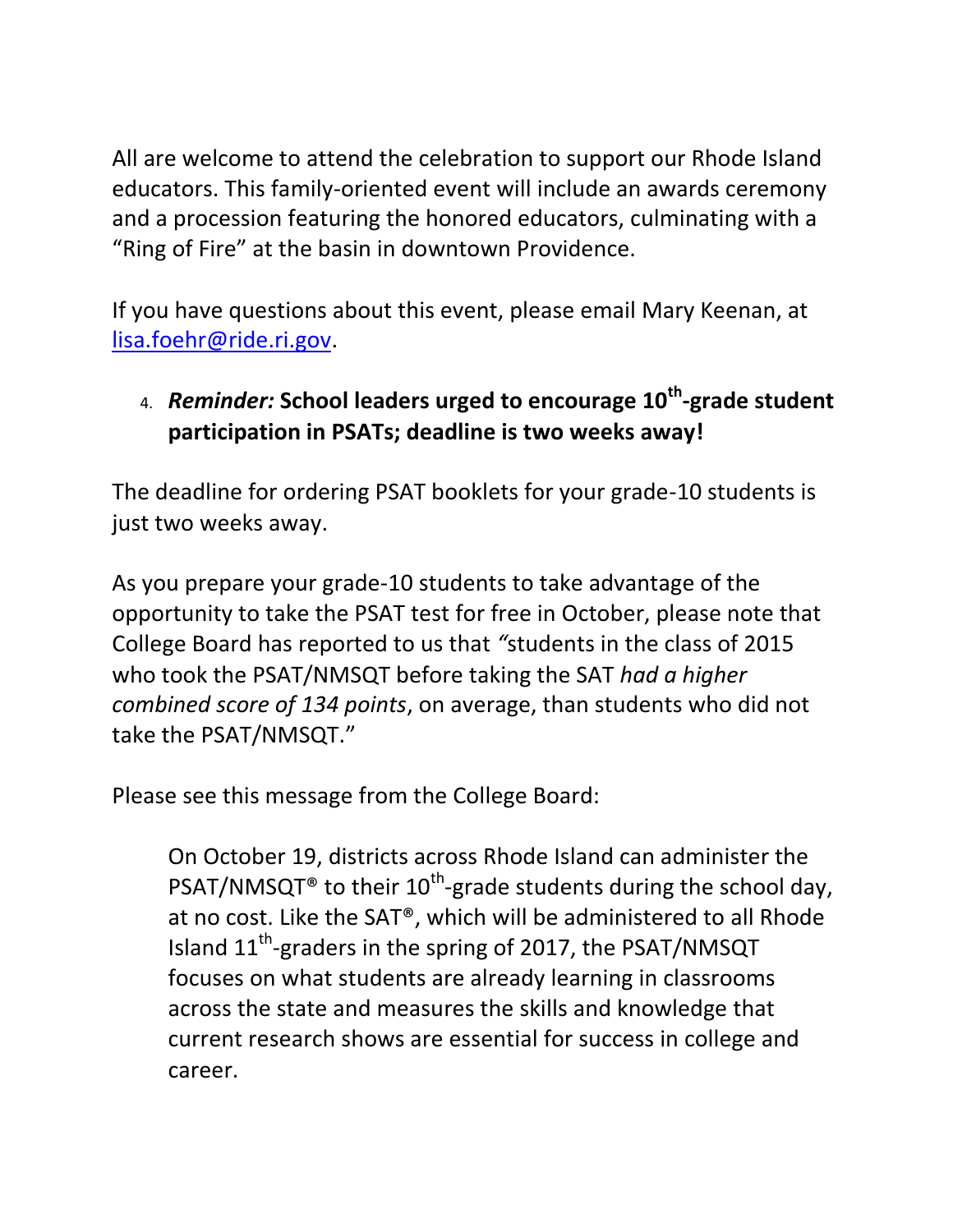All are welcome to attend the celebration to support our Rhode Island educators. This family-oriented event will include an awards ceremony and a procession featuring the honored educators, culminating with a “Ring of Fire” at the basin in downtown Providence.

If you have questions about this event, please email Mary Keenan, at lisa.foehr@ride.ri.gov.

4. ***Reminder:* School leaders urged to encourage 10th-grade student participation in PSATs; deadline is two weeks away!**

The deadline for ordering PSAT booklets for your grade-10 students is just two weeks away.

As you prepare your grade-10 students to take advantage of the opportunity to take the PSAT test for free in October, please note that College Board has reported to us that “students in the class of 2015 who took the PSAT/NMSQT before taking the SAT *had a higher combined score of 134 points*, on average, than students who did not take the PSAT/NMSQT.”

Please see this message from the College Board:

> On October 19, districts across Rhode Island can administer the PSAT/NMSQT® to their 10th-grade students during the school day, at no cost. Like the SAT®, which will be administered to all Rhode Island 11th-graders in the spring of 2017, the PSAT/NMSQT focuses on what students are already learning in classrooms across the state and measures the skills and knowledge that current research shows are essential for success in college and career.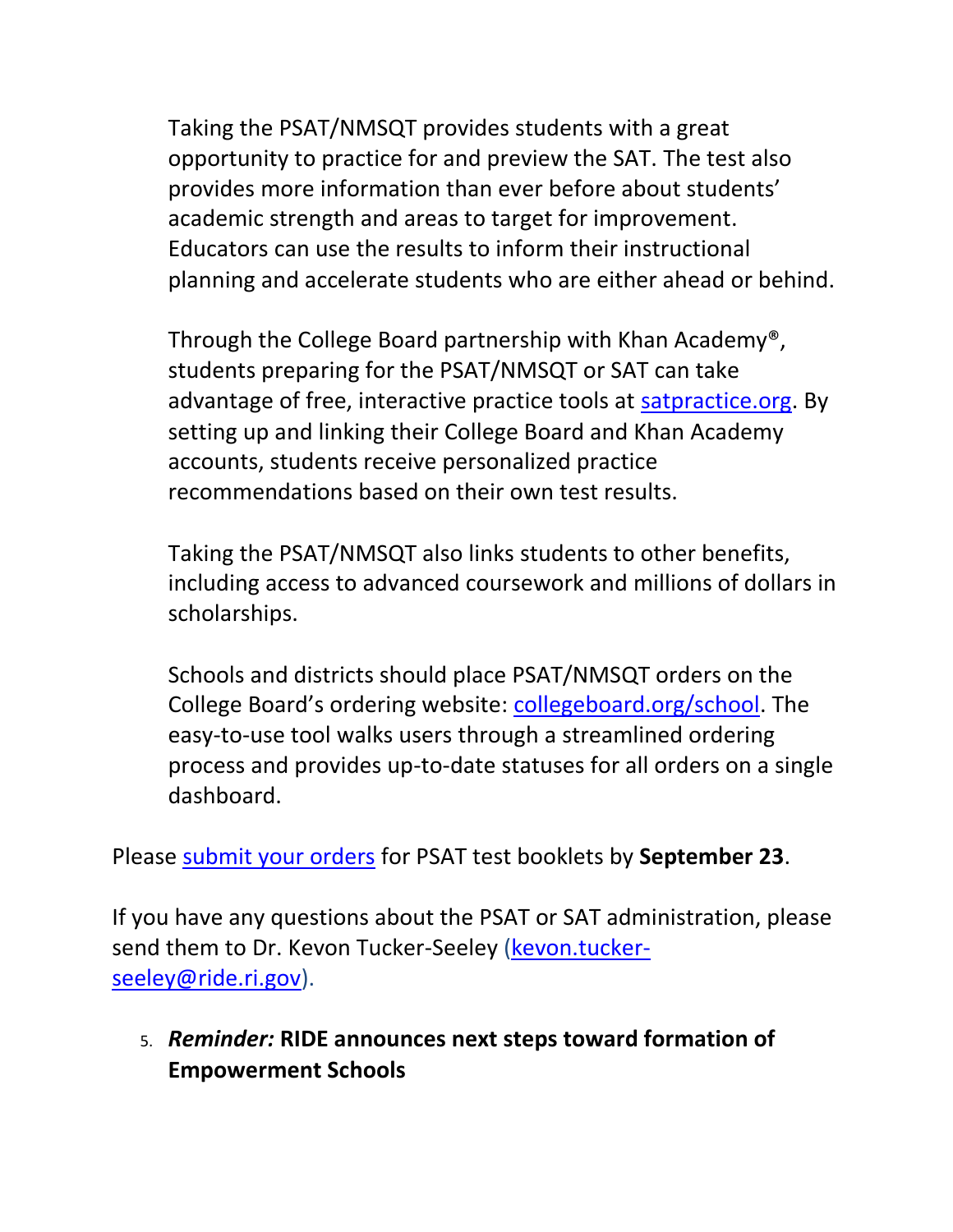Taking the PSAT/NMSQT provides students with a great opportunity to practice for and preview the SAT. The test also provides more information than ever before about students' academic strength and areas to target for improvement. Educators can use the results to inform their instructional planning and accelerate students who are either ahead or behind.

Through the College Board partnership with Khan Academy®, students preparing for the PSAT/NMSQT or SAT can take advantage of free, interactive practice tools at satpractice.org. By setting up and linking their College Board and Khan Academy accounts, students receive personalized practice recommendations based on their own test results.

Taking the PSAT/NMSQT also links students to other benefits, including access to advanced coursework and millions of dollars in scholarships.

Schools and districts should place PSAT/NMSQT orders on the College Board's ordering website: collegeboard.org/school. The easy-to-use tool walks users through a streamlined ordering process and provides up-to-date statuses for all orders on a single dashboard.

Please submit your orders for PSAT test booklets by **September 23**.

If you have any questions about the PSAT or SAT administration, please send them to Dr. Kevon Tucker-Seeley (kevon.tucker-seeley@ride.ri.gov).

5. ***Reminder:*** **RIDE announces next steps toward formation of Empowerment Schools**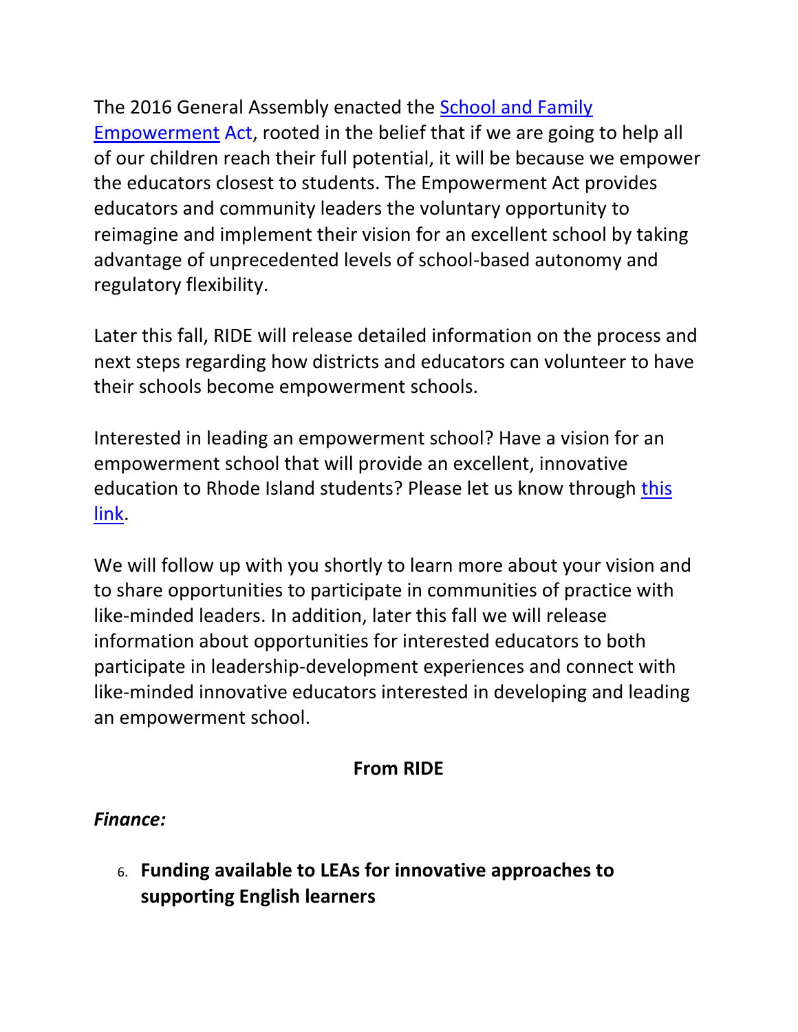The 2016 General Assembly enacted the School and Family Empowerment Act, rooted in the belief that if we are going to help all of our children reach their full potential, it will be because we empower the educators closest to students. The Empowerment Act provides educators and community leaders the voluntary opportunity to reimagine and implement their vision for an excellent school by taking advantage of unprecedented levels of school-based autonomy and regulatory flexibility.

Later this fall, RIDE will release detailed information on the process and next steps regarding how districts and educators can volunteer to have their schools become empowerment schools.

Interested in leading an empowerment school? Have a vision for an empowerment school that will provide an excellent, innovative education to Rhode Island students? Please let us know through this link.

We will follow up with you shortly to learn more about your vision and to share opportunities to participate in communities of practice with like-minded leaders. In addition, later this fall we will release information about opportunities for interested educators to both participate in leadership-development experiences and connect with like-minded innovative educators interested in developing and leading an empowerment school.

**From RIDE**

***Finance:***

6. **Funding available to LEAs for innovative approaches to supporting English learners**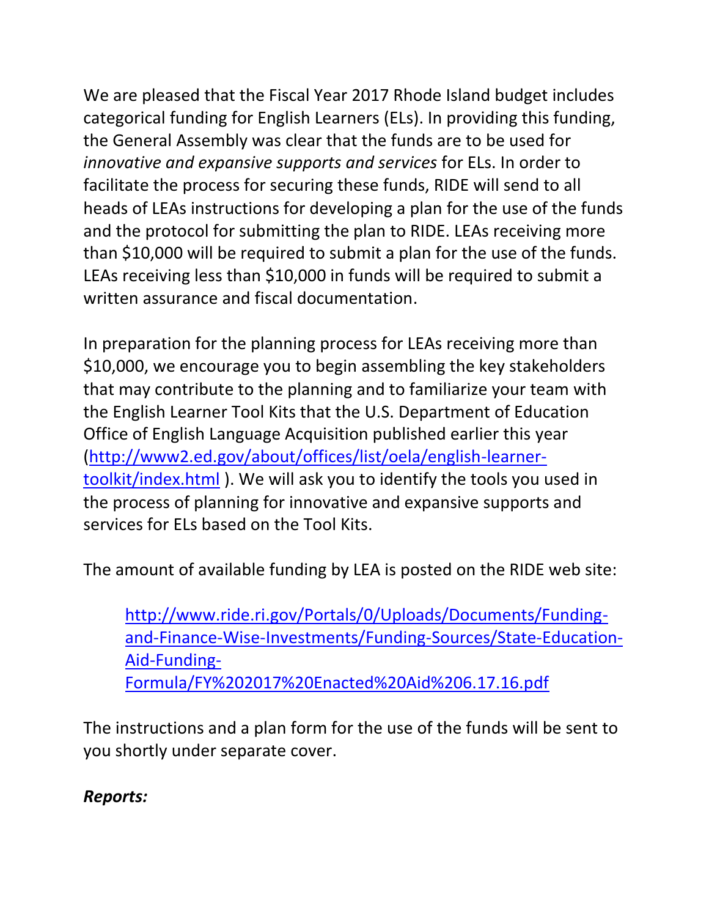We are pleased that the Fiscal Year 2017 Rhode Island budget includes categorical funding for English Learners (ELs). In providing this funding, the General Assembly was clear that the funds are to be used for *innovative and expansive supports and services* for ELs. In order to facilitate the process for securing these funds, RIDE will send to all heads of LEAs instructions for developing a plan for the use of the funds and the protocol for submitting the plan to RIDE. LEAs receiving more than $10,000 will be required to submit a plan for the use of the funds. LEAs receiving less than $10,000 in funds will be required to submit a written assurance and fiscal documentation.

In preparation for the planning process for LEAs receiving more than $10,000, we encourage you to begin assembling the key stakeholders that may contribute to the planning and to familiarize your team with the English Learner Tool Kits that the U.S. Department of Education Office of English Language Acquisition published earlier this year (http://www2.ed.gov/about/offices/list/oela/english-learner-toolkit/index.html ). We will ask you to identify the tools you used in the process of planning for innovative and expansive supports and services for ELs based on the Tool Kits.

The amount of available funding by LEA is posted on the RIDE web site:

> http://www.ride.ri.gov/Portals/0/Uploads/Documents/Funding-and-Finance-Wise-Investments/Funding-Sources/State-Education-Aid-Funding-Formula/FY%202017%20Enacted%20Aid%206.17.16.pdf

The instructions and a plan form for the use of the funds will be sent to you shortly under separate cover.

***Reports:***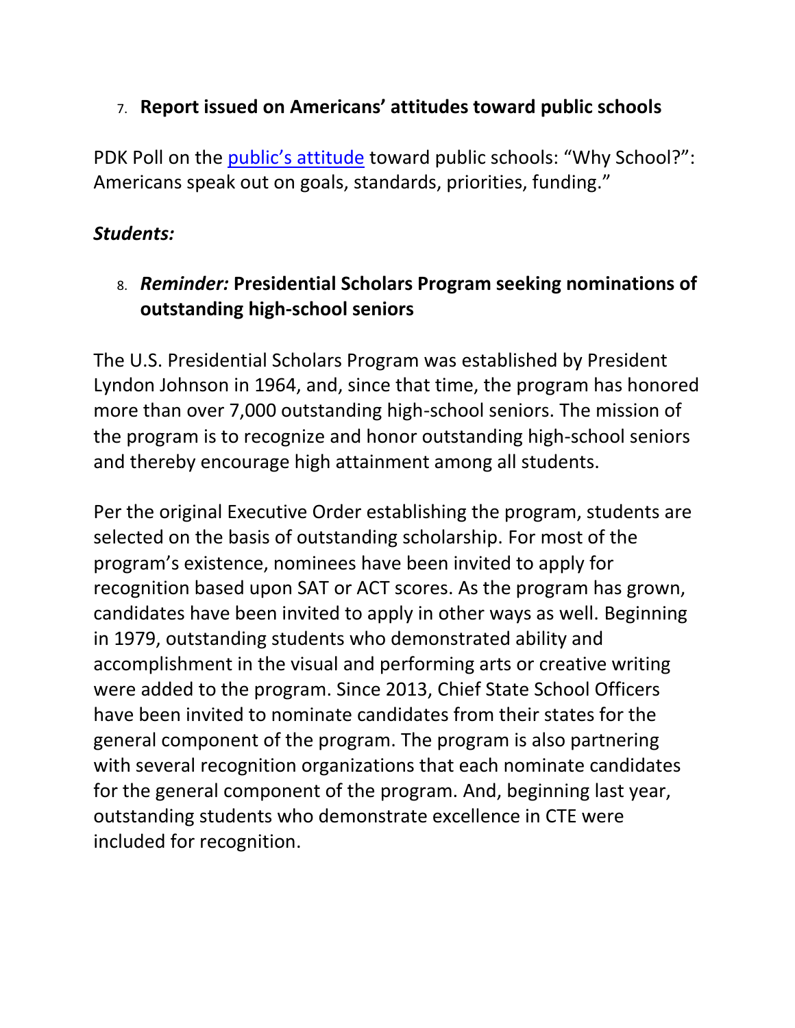7. **Report issued on Americans' attitudes toward public schools**

PDK Poll on the public's attitude toward public schools: "Why School?": Americans speak out on goals, standards, priorities, funding."

***Students:***

8. ***Reminder:*** **Presidential Scholars Program seeking nominations of outstanding high-school seniors**

The U.S. Presidential Scholars Program was established by President Lyndon Johnson in 1964, and, since that time, the program has honored more than over 7,000 outstanding high-school seniors. The mission of the program is to recognize and honor outstanding high-school seniors and thereby encourage high attainment among all students.

Per the original Executive Order establishing the program, students are selected on the basis of outstanding scholarship. For most of the program's existence, nominees have been invited to apply for recognition based upon SAT or ACT scores. As the program has grown, candidates have been invited to apply in other ways as well. Beginning in 1979, outstanding students who demonstrated ability and accomplishment in the visual and performing arts or creative writing were added to the program. Since 2013, Chief State School Officers have been invited to nominate candidates from their states for the general component of the program. The program is also partnering with several recognition organizations that each nominate candidates for the general component of the program. And, beginning last year, outstanding students who demonstrate excellence in CTE were included for recognition.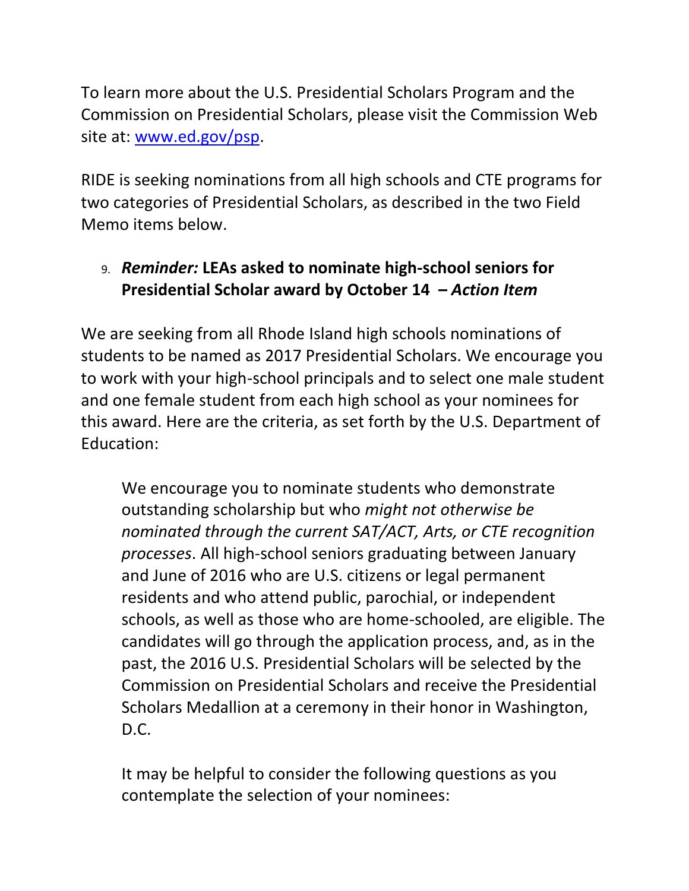To learn more about the U.S. Presidential Scholars Program and the Commission on Presidential Scholars, please visit the Commission Web site at: [www.ed.gov/psp](http://www.ed.gov/psp).

RIDE is seeking nominations from all high schools and CTE programs for two categories of Presidential Scholars, as described in the two Field Memo items below.

9. ***Reminder:* LEAs asked to nominate high-school seniors for Presidential Scholar award by October 14 – *Action Item***

We are seeking from all Rhode Island high schools nominations of students to be named as 2017 Presidential Scholars. We encourage you to work with your high-school principals and to select one male student and one female student from each high school as your nominees for this award. Here are the criteria, as set forth by the U.S. Department of Education:

> We encourage you to nominate students who demonstrate outstanding scholarship but who *might not otherwise be nominated through the current SAT/ACT, Arts, or CTE recognition processes*. All high-school seniors graduating between January and June of 2016 who are U.S. citizens or legal permanent residents and who attend public, parochial, or independent schools, as well as those who are home-schooled, are eligible. The candidates will go through the application process, and, as in the past, the 2016 U.S. Presidential Scholars will be selected by the Commission on Presidential Scholars and receive the Presidential Scholars Medallion at a ceremony in their honor in Washington, D.C.
>
> It may be helpful to consider the following questions as you contemplate the selection of your nominees: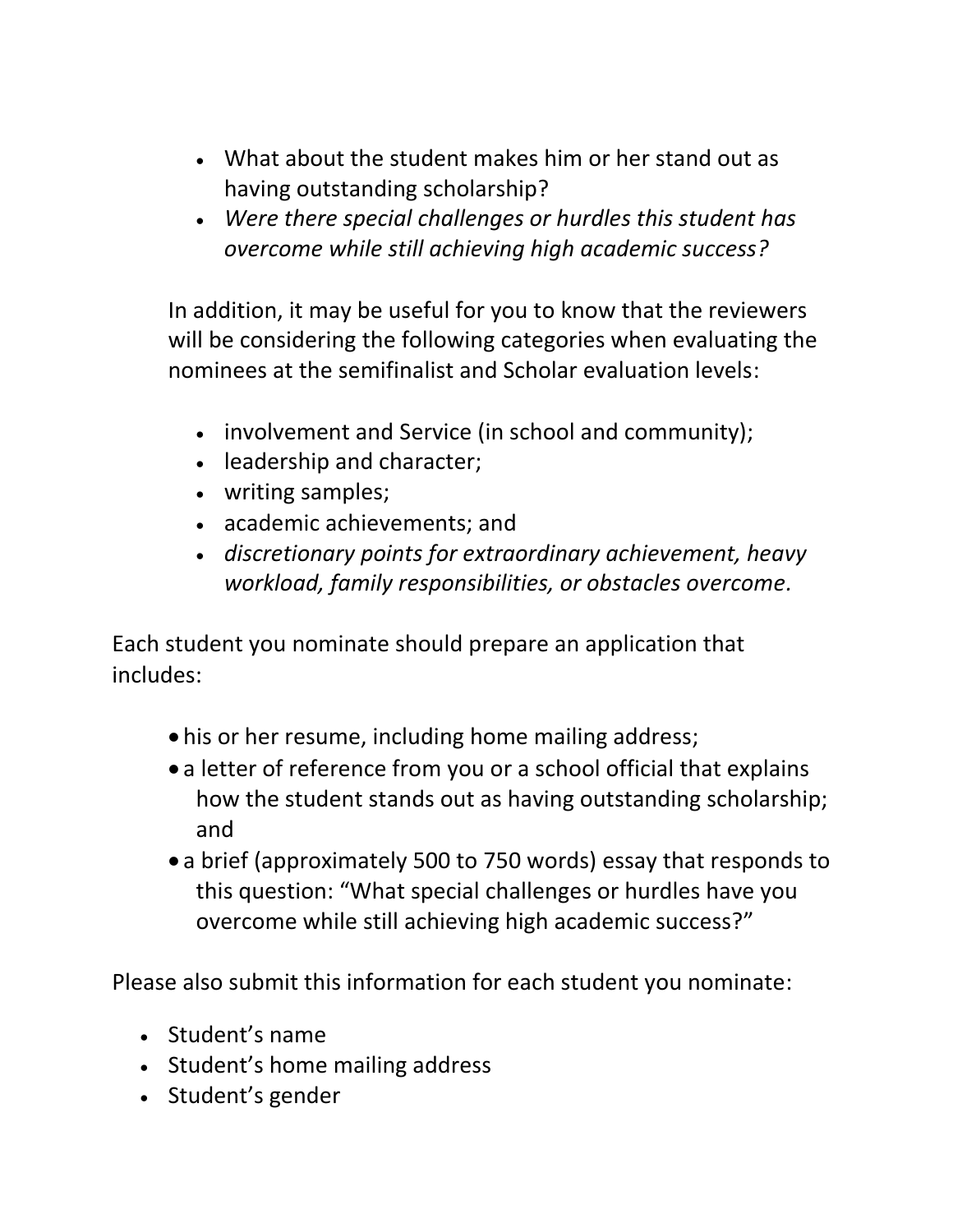- What about the student makes him or her stand out as having outstanding scholarship?
- *Were there special challenges or hurdles this student has overcome while still achieving high academic success?*

In addition, it may be useful for you to know that the reviewers will be considering the following categories when evaluating the nominees at the semifinalist and Scholar evaluation levels:

- involvement and Service (in school and community);
- leadership and character;
- writing samples;
- academic achievements; and
- *discretionary points for extraordinary achievement, heavy workload, family responsibilities, or obstacles overcome.*

Each student you nominate should prepare an application that includes:

- his or her resume, including home mailing address;
- a letter of reference from you or a school official that explains how the student stands out as having outstanding scholarship; and
- a brief (approximately 500 to 750 words) essay that responds to this question: "What special challenges or hurdles have you overcome while still achieving high academic success?"

Please also submit this information for each student you nominate:

- Student's name
- Student's home mailing address
- Student's gender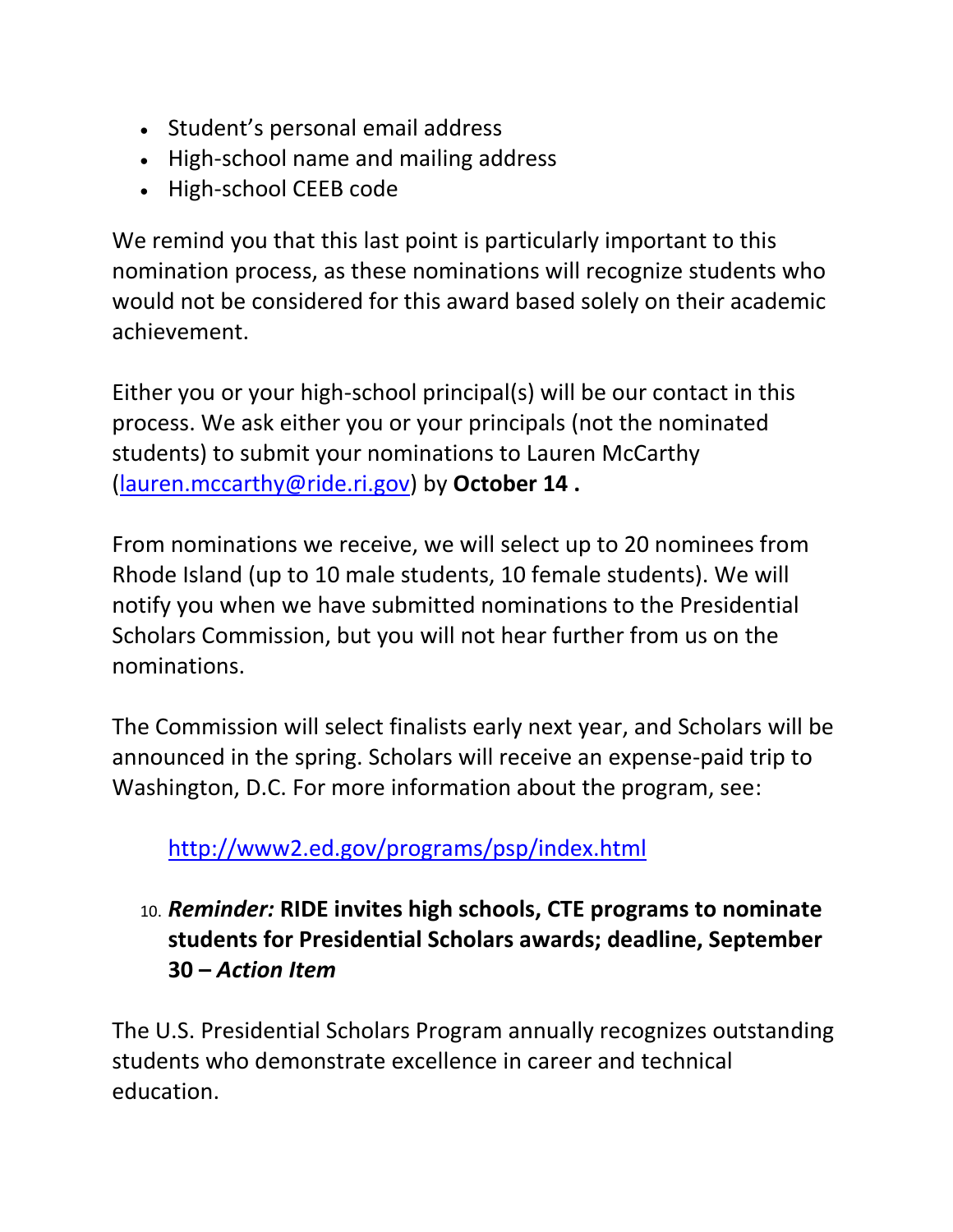- Student's personal email address
- High-school name and mailing address
- High-school CEEB code

We remind you that this last point is particularly important to this nomination process, as these nominations will recognize students who would not be considered for this award based solely on their academic achievement.

Either you or your high-school principal(s) will be our contact in this process. We ask either you or your principals (not the nominated students) to submit your nominations to Lauren McCarthy (lauren.mccarthy@ride.ri.gov) by **October 14 .**

From nominations we receive, we will select up to 20 nominees from Rhode Island (up to 10 male students, 10 female students). We will notify you when we have submitted nominations to the Presidential Scholars Commission, but you will not hear further from us on the nominations.

The Commission will select finalists early next year, and Scholars will be announced in the spring. Scholars will receive an expense-paid trip to Washington, D.C. For more information about the program, see:

http://www2.ed.gov/programs/psp/index.html

10. ***Reminder:* RIDE invites high schools, CTE programs to nominate students for Presidential Scholars awards; deadline, September 30 – *Action Item***

The U.S. Presidential Scholars Program annually recognizes outstanding students who demonstrate excellence in career and technical education.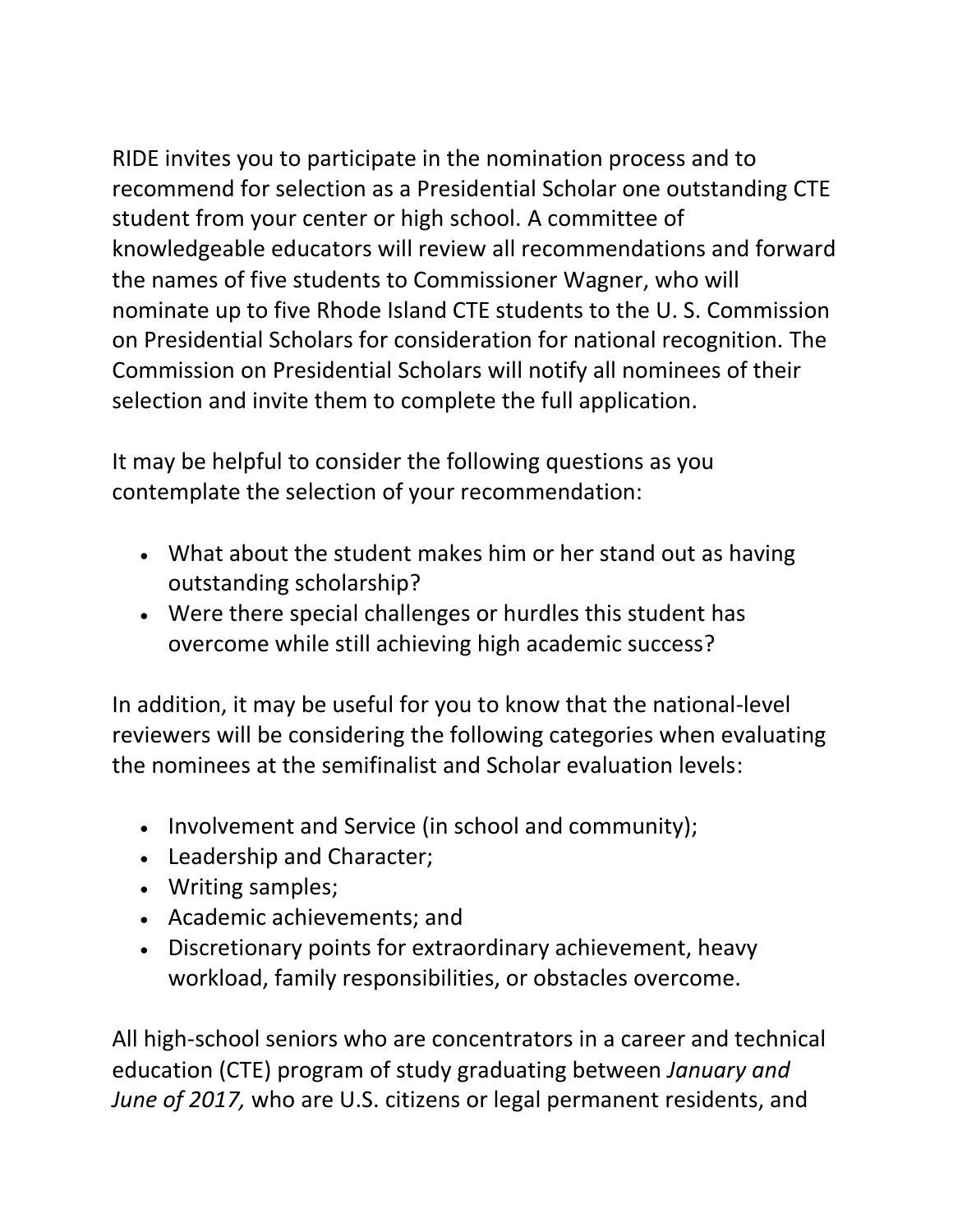RIDE invites you to participate in the nomination process and to recommend for selection as a Presidential Scholar one outstanding CTE student from your center or high school. A committee of knowledgeable educators will review all recommendations and forward the names of five students to Commissioner Wagner, who will nominate up to five Rhode Island CTE students to the U. S. Commission on Presidential Scholars for consideration for national recognition. The Commission on Presidential Scholars will notify all nominees of their selection and invite them to complete the full application.

It may be helpful to consider the following questions as you contemplate the selection of your recommendation:

- What about the student makes him or her stand out as having outstanding scholarship?
- Were there special challenges or hurdles this student has overcome while still achieving high academic success?

In addition, it may be useful for you to know that the national-level reviewers will be considering the following categories when evaluating the nominees at the semifinalist and Scholar evaluation levels:

- Involvement and Service (in school and community);
- Leadership and Character;
- Writing samples;
- Academic achievements; and
- Discretionary points for extraordinary achievement, heavy workload, family responsibilities, or obstacles overcome.

All high-school seniors who are concentrators in a career and technical education (CTE) program of study graduating between *January and June of 2017,* who are U.S. citizens or legal permanent residents, and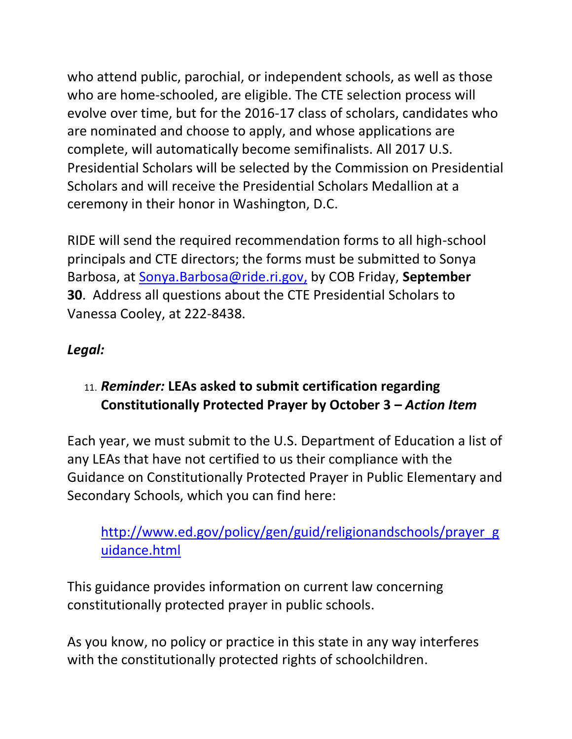who attend public, parochial, or independent schools, as well as those who are home-schooled, are eligible. The CTE selection process will evolve over time, but for the 2016-17 class of scholars, candidates who are nominated and choose to apply, and whose applications are complete, will automatically become semifinalists. All 2017 U.S. Presidential Scholars will be selected by the Commission on Presidential Scholars and will receive the Presidential Scholars Medallion at a ceremony in their honor in Washington, D.C.

RIDE will send the required recommendation forms to all high-school principals and CTE directors; the forms must be submitted to Sonya Barbosa, at Sonya.Barbosa@ride.ri.gov, by COB Friday, **September 30**. Address all questions about the CTE Presidential Scholars to Vanessa Cooley, at 222-8438.

***Legal:***

11. ***Reminder:*** **LEAs asked to submit certification regarding Constitutionally Protected Prayer by October 3 –** ***Action Item***

Each year, we must submit to the U.S. Department of Education a list of any LEAs that have not certified to us their compliance with the Guidance on Constitutionally Protected Prayer in Public Elementary and Secondary Schools, which you can find here:

> http://www.ed.gov/policy/gen/guid/religionandschools/prayer_guidance.html

This guidance provides information on current law concerning constitutionally protected prayer in public schools.

As you know, no policy or practice in this state in any way interferes with the constitutionally protected rights of schoolchildren.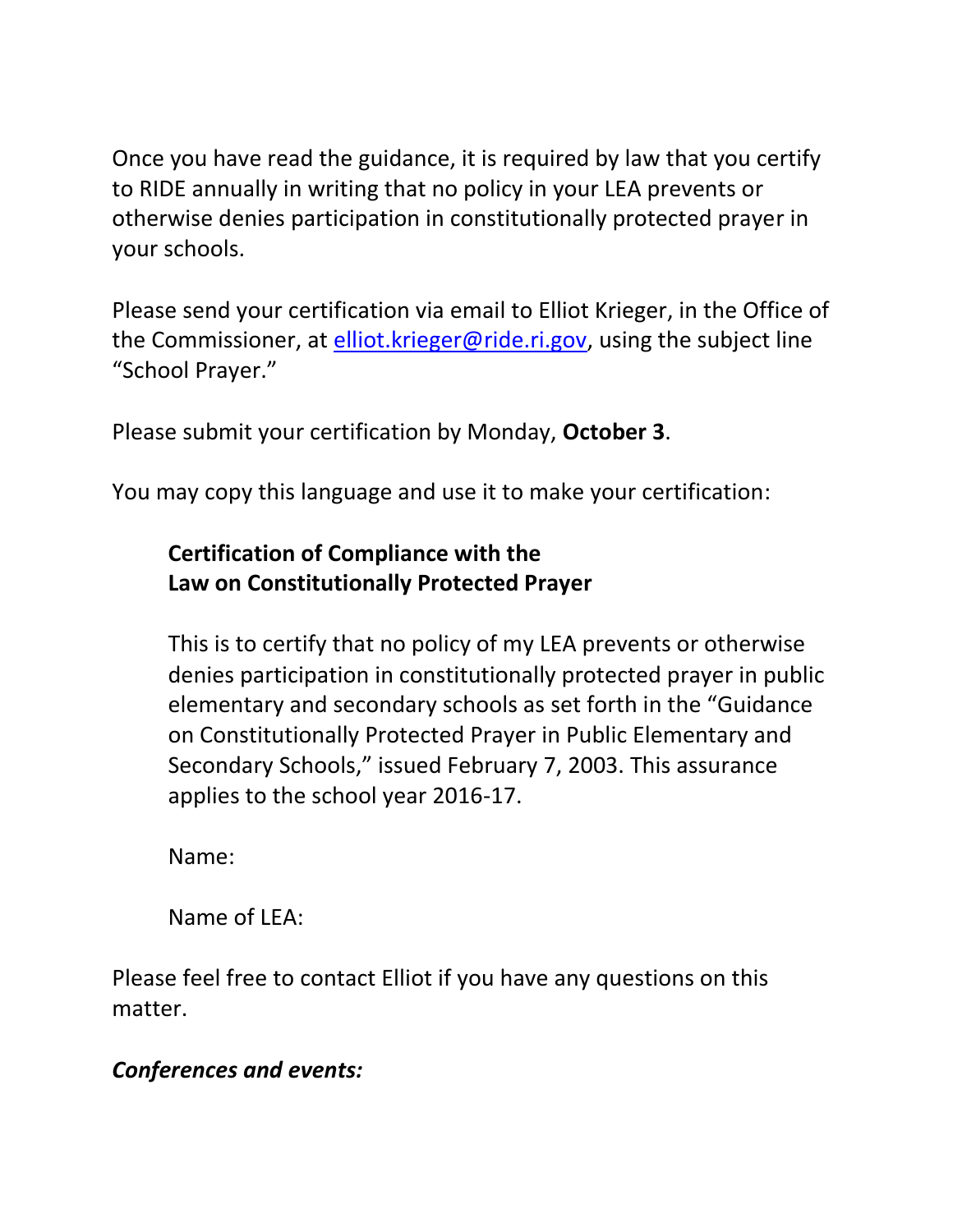Once you have read the guidance, it is required by law that you certify to RIDE annually in writing that no policy in your LEA prevents or otherwise denies participation in constitutionally protected prayer in your schools.

Please send your certification via email to Elliot Krieger, in the Office of the Commissioner, at elliot.krieger@ride.ri.gov, using the subject line "School Prayer."

Please submit your certification by Monday, **October 3**.

You may copy this language and use it to make your certification:

> **Certification of Compliance with the**
> **Law on Constitutionally Protected Prayer**
>
> This is to certify that no policy of my LEA prevents or otherwise denies participation in constitutionally protected prayer in public elementary and secondary schools as set forth in the "Guidance on Constitutionally Protected Prayer in Public Elementary and Secondary Schools," issued February 7, 2003. This assurance applies to the school year 2016-17.
>
> Name:
>
> Name of LEA:

Please feel free to contact Elliot if you have any questions on this matter.

***Conferences and events:***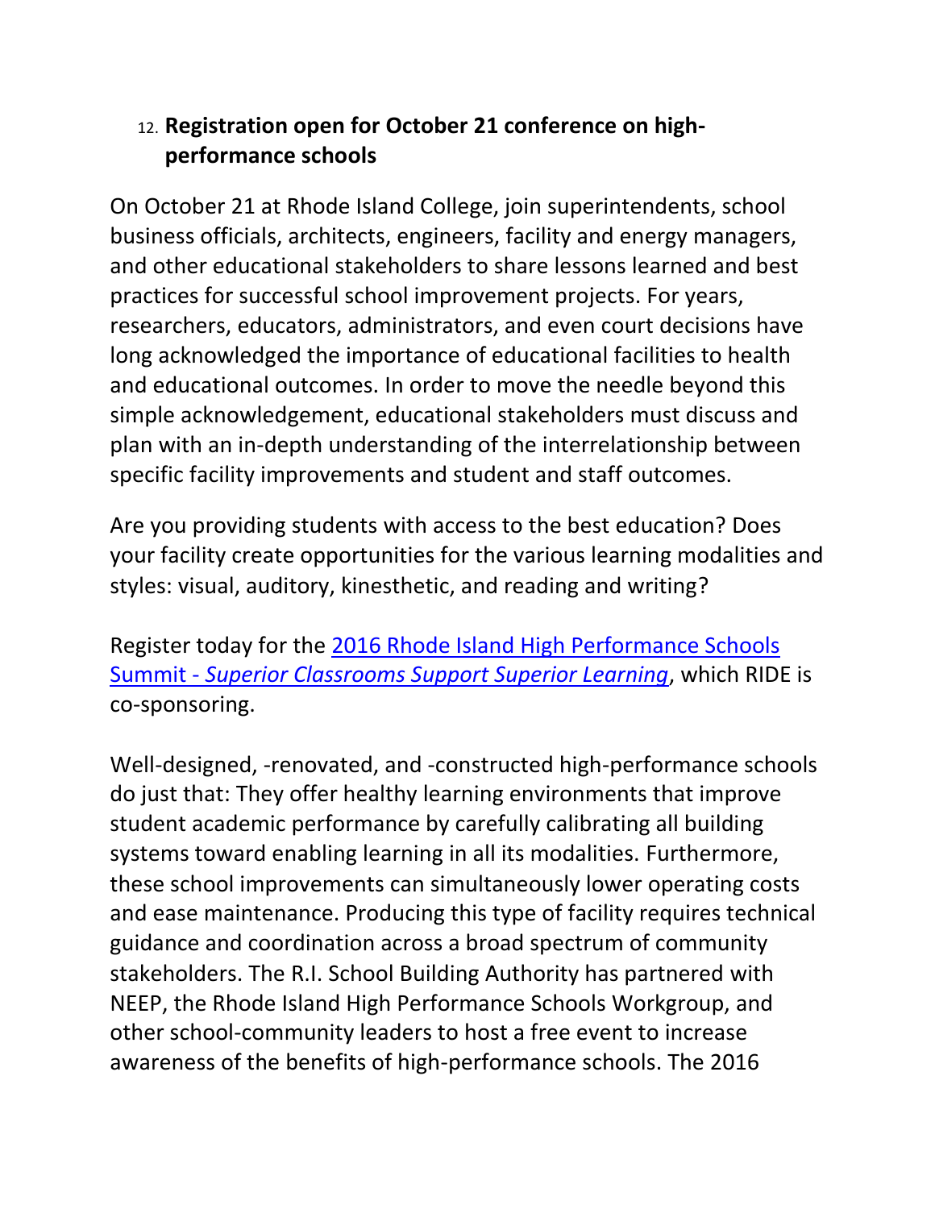12. **Registration open for October 21 conference on high-performance schools**

On October 21 at Rhode Island College, join superintendents, school business officials, architects, engineers, facility and energy managers, and other educational stakeholders to share lessons learned and best practices for successful school improvement projects. For years, researchers, educators, administrators, and even court decisions have long acknowledged the importance of educational facilities to health and educational outcomes. In order to move the needle beyond this simple acknowledgement, educational stakeholders must discuss and plan with an in-depth understanding of the interrelationship between specific facility improvements and student and staff outcomes.

Are you providing students with access to the best education? Does your facility create opportunities for the various learning modalities and styles: visual, auditory, kinesthetic, and reading and writing?

Register today for the 2016 Rhode Island High Performance Schools Summit - *Superior Classrooms Support Superior Learning*, which RIDE is co-sponsoring.

Well-designed, -renovated, and -constructed high-performance schools do just that: They offer healthy learning environments that improve student academic performance by carefully calibrating all building systems toward enabling learning in all its modalities. Furthermore, these school improvements can simultaneously lower operating costs and ease maintenance. Producing this type of facility requires technical guidance and coordination across a broad spectrum of community stakeholders. The R.I. School Building Authority has partnered with NEEP, the Rhode Island High Performance Schools Workgroup, and other school-community leaders to host a free event to increase awareness of the benefits of high-performance schools. The 2016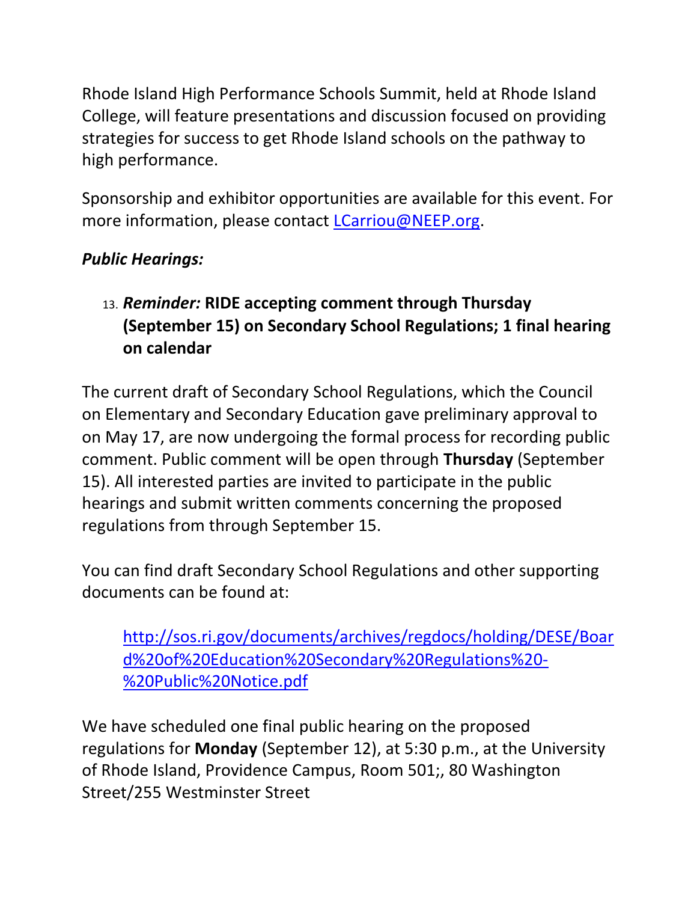Rhode Island High Performance Schools Summit, held at Rhode Island College, will feature presentations and discussion focused on providing strategies for success to get Rhode Island schools on the pathway to high performance.

Sponsorship and exhibitor opportunities are available for this event. For more information, please contact LCarriou@NEEP.org.

***Public Hearings:***

13. ***Reminder:* RIDE accepting comment through Thursday (September 15) on Secondary School Regulations; 1 final hearing on calendar**

The current draft of Secondary School Regulations, which the Council on Elementary and Secondary Education gave preliminary approval to on May 17, are now undergoing the formal process for recording public comment. Public comment will be open through **Thursday** (September 15). All interested parties are invited to participate in the public hearings and submit written comments concerning the proposed regulations from through September 15.

You can find draft Secondary School Regulations and other supporting documents can be found at:

> http://sos.ri.gov/documents/archives/regdocs/holding/DESE/Board%20of%20Education%20Secondary%20Regulations%20-%20Public%20Notice.pdf

We have scheduled one final public hearing on the proposed regulations for **Monday** (September 12), at 5:30 p.m., at the University of Rhode Island, Providence Campus, Room 501;, 80 Washington Street/255 Westminster Street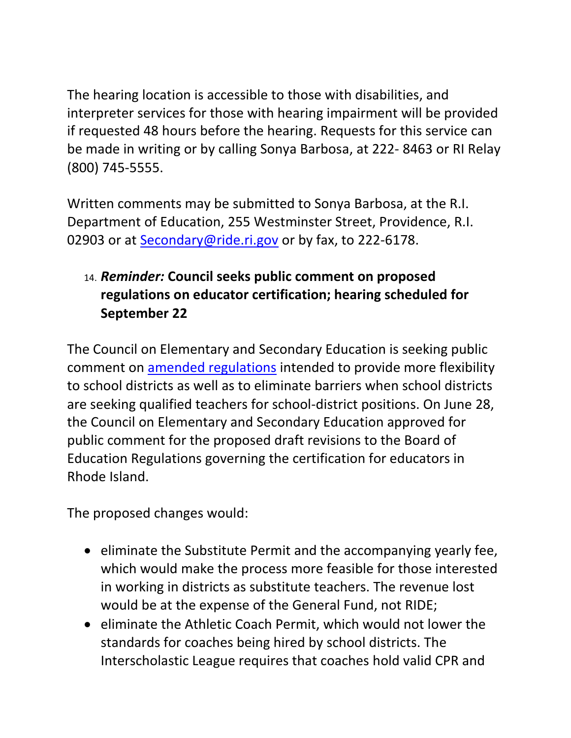The hearing location is accessible to those with disabilities, and interpreter services for those with hearing impairment will be provided if requested 48 hours before the hearing. Requests for this service can be made in writing or by calling Sonya Barbosa, at 222- 8463 or RI Relay (800) 745-5555.

Written comments may be submitted to Sonya Barbosa, at the R.I. Department of Education, 255 Westminster Street, Providence, R.I. 02903 or at [Secondary@ride.ri.gov](mailto:Secondary@ride.ri.gov) or by fax, to 222-6178.

14. ***Reminder:*** **Council seeks public comment on proposed regulations on educator certification; hearing scheduled for September 22**

The Council on Elementary and Secondary Education is seeking public comment on [amended regulations]() intended to provide more flexibility to school districts as well as to eliminate barriers when school districts are seeking qualified teachers for school-district positions. On June 28, the Council on Elementary and Secondary Education approved for public comment for the proposed draft revisions to the Board of Education Regulations governing the certification for educators in Rhode Island.

The proposed changes would:

- eliminate the Substitute Permit and the accompanying yearly fee, which would make the process more feasible for those interested in working in districts as substitute teachers. The revenue lost would be at the expense of the General Fund, not RIDE;
- eliminate the Athletic Coach Permit, which would not lower the standards for coaches being hired by school districts. The Interscholastic League requires that coaches hold valid CPR and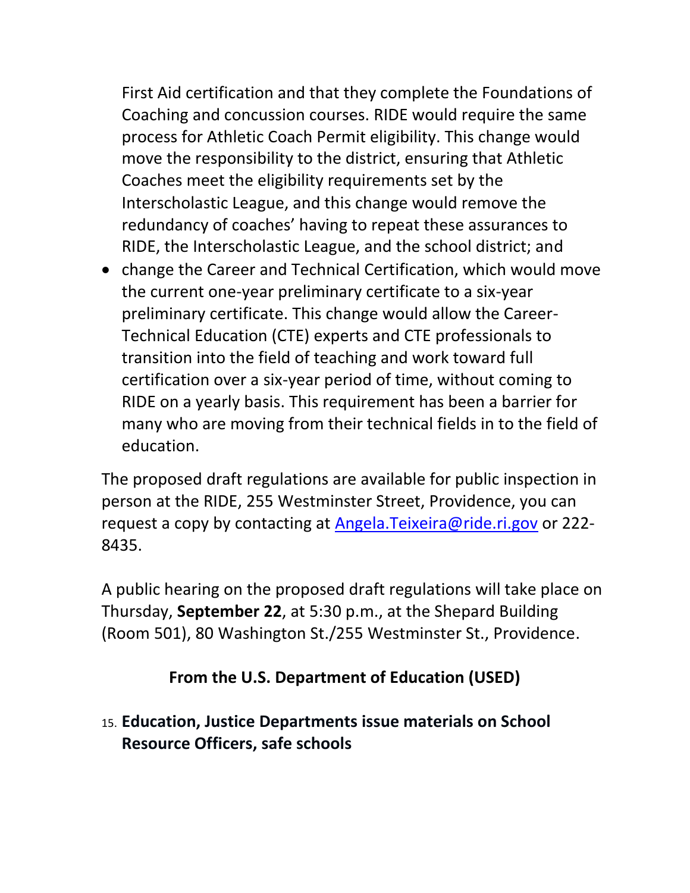First Aid certification and that they complete the Foundations of Coaching and concussion courses. RIDE would require the same process for Athletic Coach Permit eligibility. This change would move the responsibility to the district, ensuring that Athletic Coaches meet the eligibility requirements set by the Interscholastic League, and this change would remove the redundancy of coaches' having to repeat these assurances to RIDE, the Interscholastic League, and the school district; and

- change the Career and Technical Certification, which would move the current one-year preliminary certificate to a six-year preliminary certificate. This change would allow the Career-Technical Education (CTE) experts and CTE professionals to transition into the field of teaching and work toward full certification over a six-year period of time, without coming to RIDE on a yearly basis. This requirement has been a barrier for many who are moving from their technical fields in to the field of education.

The proposed draft regulations are available for public inspection in person at the RIDE, 255 Westminster Street, Providence, you can request a copy by contacting at [Angela.Teixeira@ride.ri.gov](mailto:Angela.Teixeira@ride.ri.gov) or 222-8435.

A public hearing on the proposed draft regulations will take place on Thursday, **September 22**, at 5:30 p.m., at the Shepard Building (Room 501), 80 Washington St./255 Westminster St., Providence.

## From the U.S. Department of Education (USED)

15. **Education, Justice Departments issue materials on School Resource Officers, safe schools**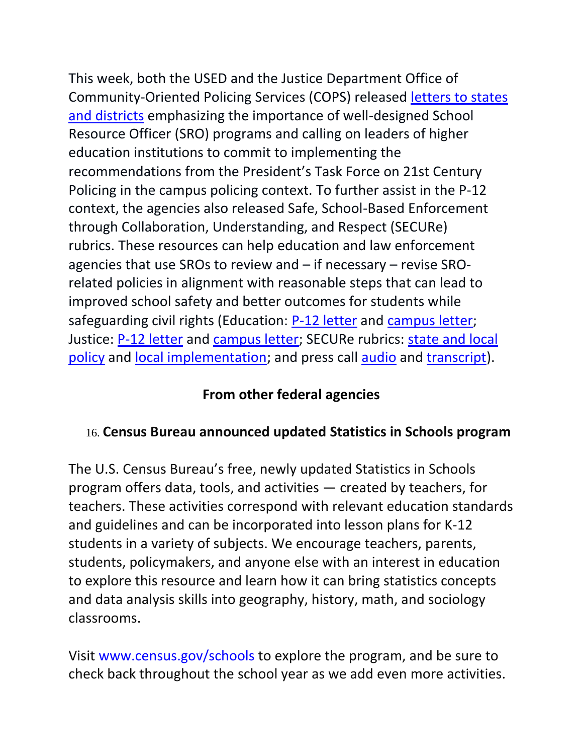This week, both the USED and the Justice Department Office of Community-Oriented Policing Services (COPS) released letters to states and districts emphasizing the importance of well-designed School Resource Officer (SRO) programs and calling on leaders of higher education institutions to commit to implementing the recommendations from the President's Task Force on 21st Century Policing in the campus policing context. To further assist in the P-12 context, the agencies also released Safe, School-Based Enforcement through Collaboration, Understanding, and Respect (SECURe) rubrics. These resources can help education and law enforcement agencies that use SROs to review and – if necessary – revise SRO-related policies in alignment with reasonable steps that can lead to improved school safety and better outcomes for students while safeguarding civil rights (Education: P-12 letter and campus letter; Justice: P-12 letter and campus letter; SECURe rubrics: state and local policy and local implementation; and press call audio and transcript).

## From other federal agencies

### 16. Census Bureau announced updated Statistics in Schools program

The U.S. Census Bureau's free, newly updated Statistics in Schools program offers data, tools, and activities — created by teachers, for teachers. These activities correspond with relevant education standards and guidelines and can be incorporated into lesson plans for K-12 students in a variety of subjects. We encourage teachers, parents, students, policymakers, and anyone else with an interest in education to explore this resource and learn how it can bring statistics concepts and data analysis skills into geography, history, math, and sociology classrooms.

Visit www.census.gov/schools to explore the program, and be sure to check back throughout the school year as we add even more activities.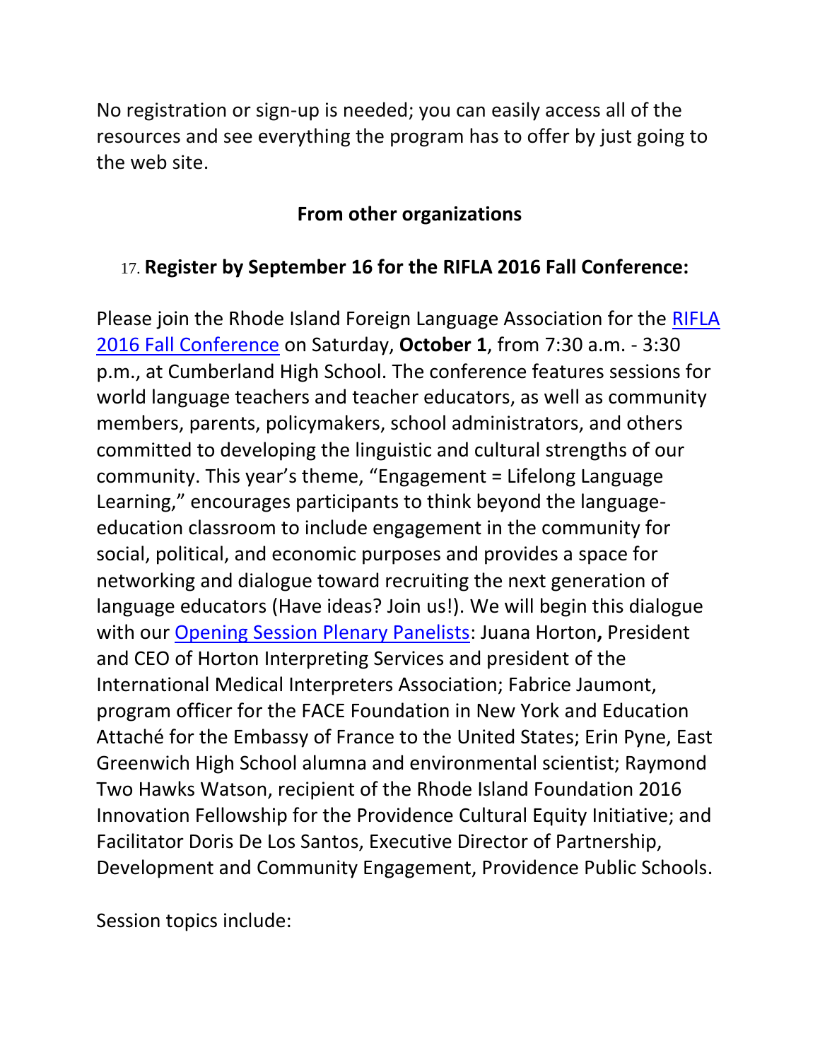No registration or sign-up is needed; you can easily access all of the resources and see everything the program has to offer by just going to the web site.

## From other organizations

17. **Register by September 16 for the RIFLA 2016 Fall Conference:**

Please join the Rhode Island Foreign Language Association for the RIFLA 2016 Fall Conference on Saturday, **October 1**, from 7:30 a.m. - 3:30 p.m., at Cumberland High School. The conference features sessions for world language teachers and teacher educators, as well as community members, parents, policymakers, school administrators, and others committed to developing the linguistic and cultural strengths of our community. This year's theme, "Engagement = Lifelong Language Learning," encourages participants to think beyond the language-education classroom to include engagement in the community for social, political, and economic purposes and provides a space for networking and dialogue toward recruiting the next generation of language educators (Have ideas? Join us!). We will begin this dialogue with our Opening Session Plenary Panelists: Juana Horton**,** President and CEO of Horton Interpreting Services and president of the International Medical Interpreters Association; Fabrice Jaumont, program officer for the FACE Foundation in New York and Education Attaché for the Embassy of France to the United States; Erin Pyne, East Greenwich High School alumna and environmental scientist; Raymond Two Hawks Watson, recipient of the Rhode Island Foundation 2016 Innovation Fellowship for the Providence Cultural Equity Initiative; and Facilitator Doris De Los Santos, Executive Director of Partnership, Development and Community Engagement, Providence Public Schools.

Session topics include: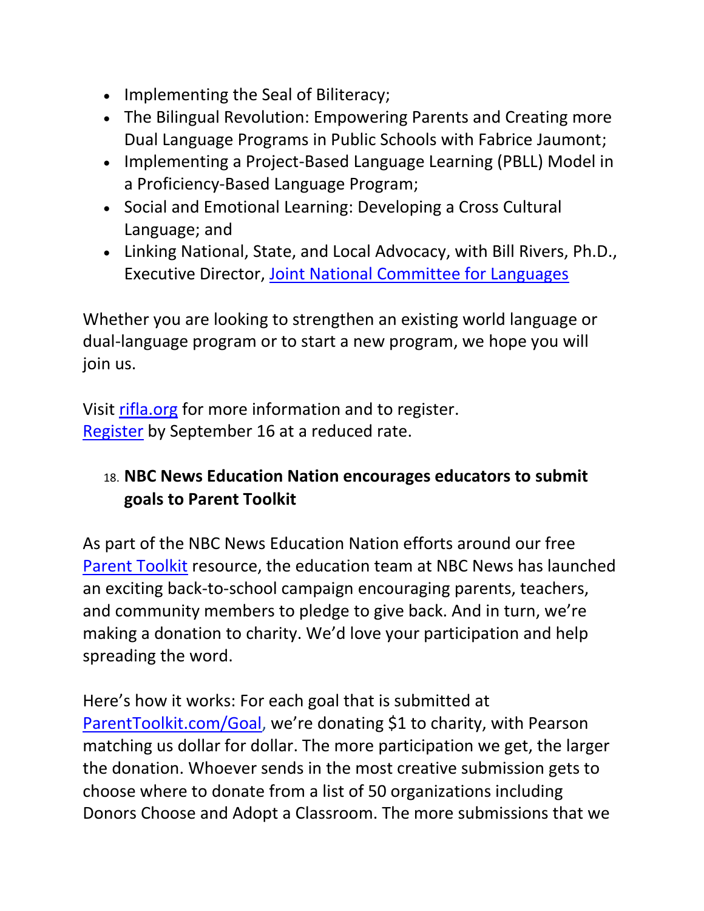- Implementing the Seal of Biliteracy;
- The Bilingual Revolution: Empowering Parents and Creating more Dual Language Programs in Public Schools with Fabrice Jaumont;
- Implementing a Project-Based Language Learning (PBLL) Model in a Proficiency-Based Language Program;
- Social and Emotional Learning: Developing a Cross Cultural Language; and
- Linking National, State, and Local Advocacy, with Bill Rivers, Ph.D., Executive Director, Joint National Committee for Languages

Whether you are looking to strengthen an existing world language or dual-language program or to start a new program, we hope you will join us.

Visit rifla.org for more information and to register.
Register by September 16 at a reduced rate.

18. **NBC News Education Nation encourages educators to submit goals to Parent Toolkit**

As part of the NBC News Education Nation efforts around our free Parent Toolkit resource, the education team at NBC News has launched an exciting back-to-school campaign encouraging parents, teachers, and community members to pledge to give back. And in turn, we're making a donation to charity. We'd love your participation and help spreading the word.

Here's how it works: For each goal that is submitted at ParentToolkit.com/Goal, we're donating $1 to charity, with Pearson matching us dollar for dollar. The more participation we get, the larger the donation. Whoever sends in the most creative submission gets to choose where to donate from a list of 50 organizations including Donors Choose and Adopt a Classroom. The more submissions that we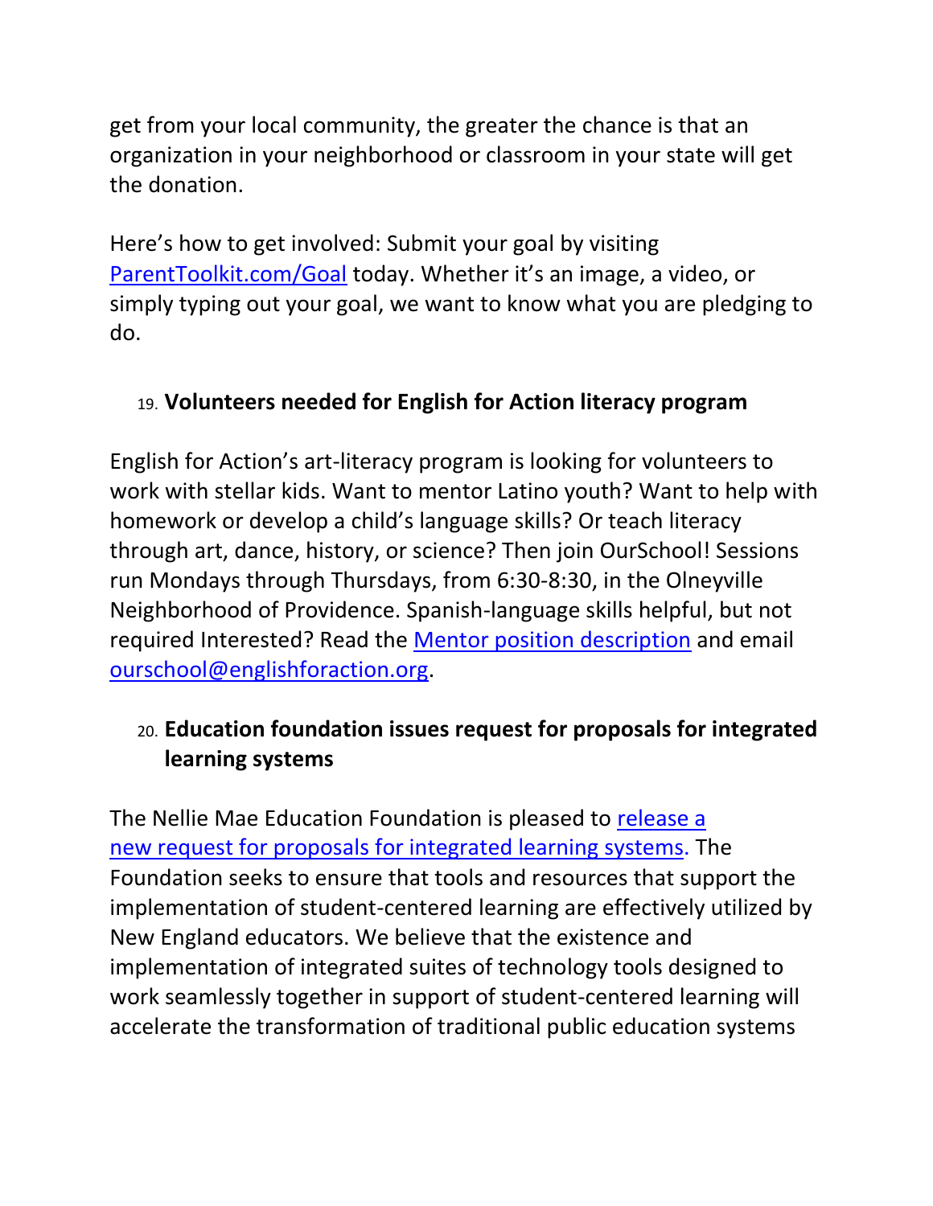get from your local community, the greater the chance is that an organization in your neighborhood or classroom in your state will get the donation.

Here's how to get involved: Submit your goal by visiting ParentToolkit.com/Goal today. Whether it's an image, a video, or simply typing out your goal, we want to know what you are pledging to do.

19. **Volunteers needed for English for Action literacy program**

English for Action's art-literacy program is looking for volunteers to work with stellar kids. Want to mentor Latino youth? Want to help with homework or develop a child's language skills? Or teach literacy through art, dance, history, or science? Then join OurSchool! Sessions run Mondays through Thursdays, from 6:30-8:30, in the Olneyville Neighborhood of Providence. Spanish-language skills helpful, but not required Interested? Read the Mentor position description and email ourschool@englishforaction.org.

20. **Education foundation issues request for proposals for integrated learning systems**

The Nellie Mae Education Foundation is pleased to release a new request for proposals for integrated learning systems. The Foundation seeks to ensure that tools and resources that support the implementation of student-centered learning are effectively utilized by New England educators. We believe that the existence and implementation of integrated suites of technology tools designed to work seamlessly together in support of student-centered learning will accelerate the transformation of traditional public education systems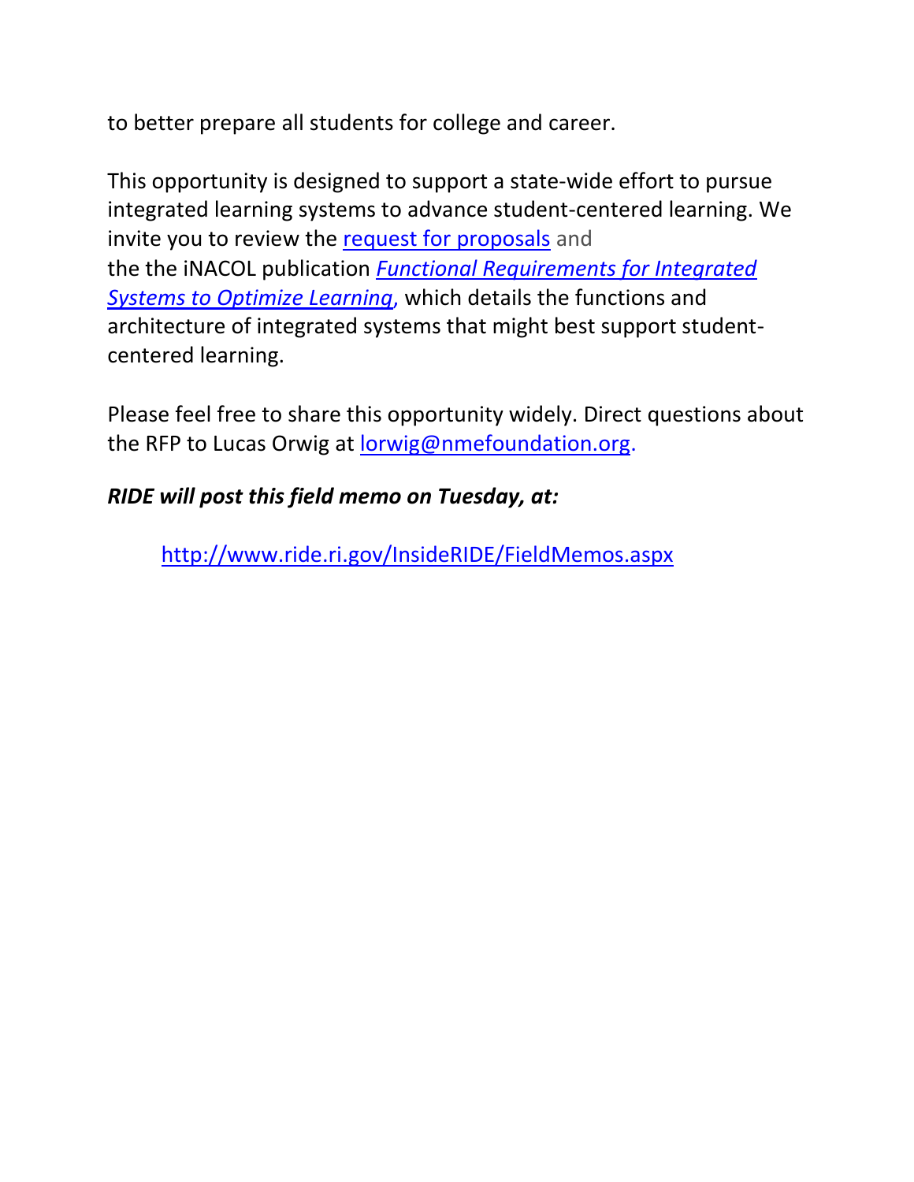to better prepare all students for college and career.

This opportunity is designed to support a state-wide effort to pursue integrated learning systems to advance student-centered learning. We invite you to review the request for proposals and the the iNACOL publication *Functional Requirements for Integrated Systems to Optimize Learning*, which details the functions and architecture of integrated systems that might best support student-centered learning.

Please feel free to share this opportunity widely. Direct questions about the RFP to Lucas Orwig at lorwig@nmefoundation.org.

***RIDE will post this field memo on Tuesday, at:***

http://www.ride.ri.gov/InsideRIDE/FieldMemos.aspx